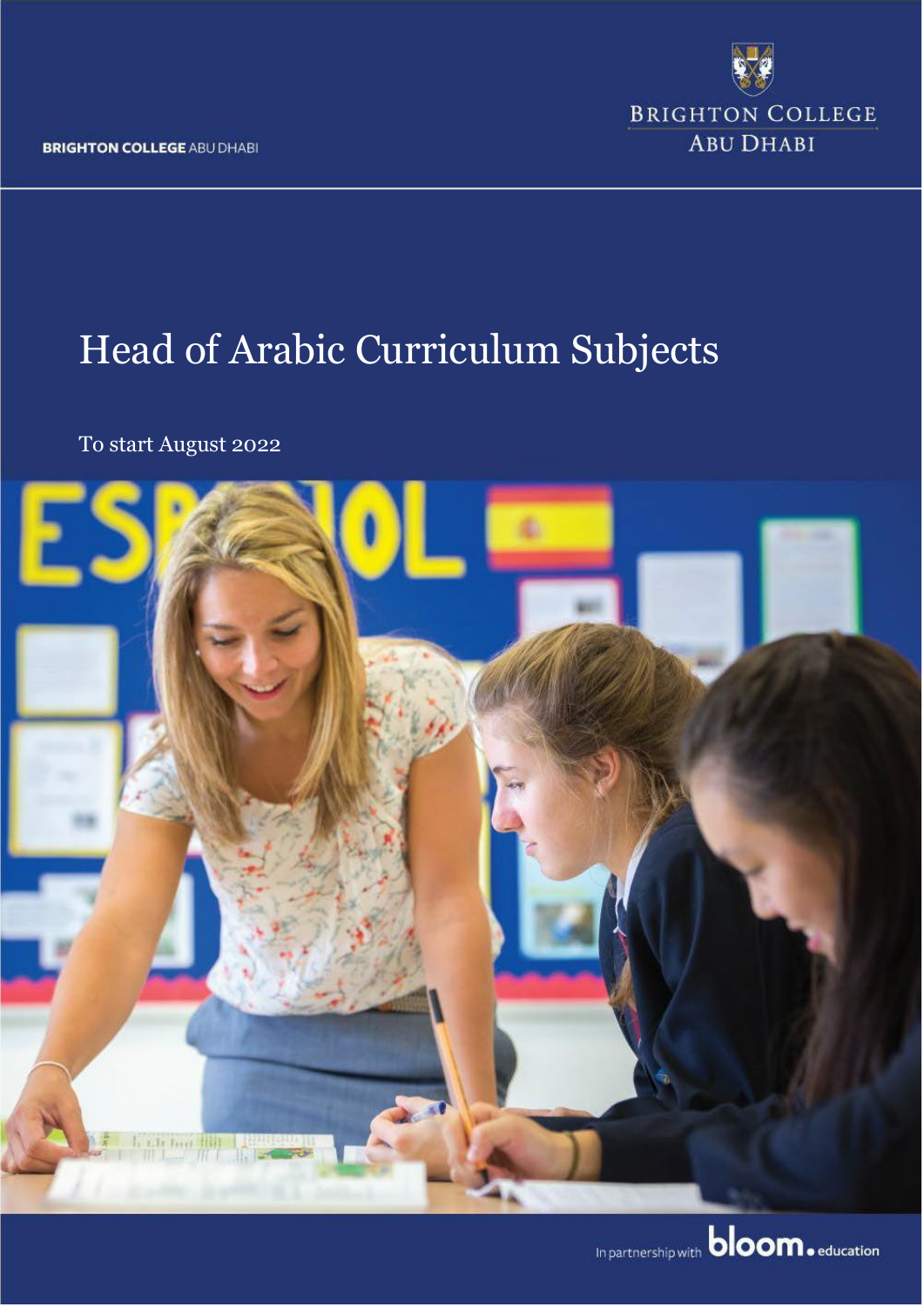BRIGHTON COLLEGE ABU DHABI

BRIGHTON COLLEGE
ABU DHABI

# Head of Arabic Curriculum Subjects

To start August 2022

In partnership with bloom.education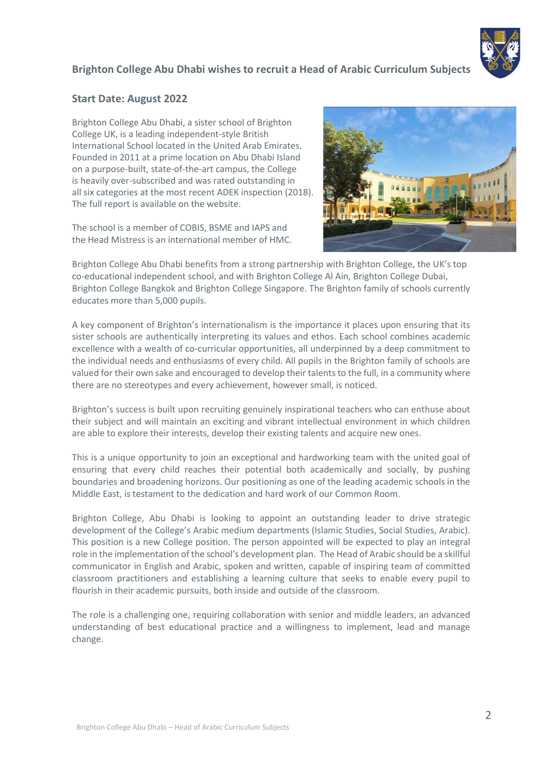## Brighton College Abu Dhabi wishes to recruit a Head of Arabic Curriculum Subjects

### Start Date: August 2022

Brighton College Abu Dhabi, a sister school of Brighton College UK, is a leading independent-style British International School located in the United Arab Emirates. Founded in 2011 at a prime location on Abu Dhabi Island on a purpose-built, state-of-the-art campus, the College is heavily over-subscribed and was rated outstanding in all six categories at the most recent ADEK inspection (2018). The full report is available on the website.

The school is a member of COBIS, BSME and IAPS and the Head Mistress is an international member of HMC.

Brighton College Abu Dhabi benefits from a strong partnership with Brighton College, the UK's top co-educational independent school, and with Brighton College Al Ain, Brighton College Dubai, Brighton College Bangkok and Brighton College Singapore. The Brighton family of schools currently educates more than 5,000 pupils.

A key component of Brighton's internationalism is the importance it places upon ensuring that its sister schools are authentically interpreting its values and ethos. Each school combines academic excellence with a wealth of co-curricular opportunities, all underpinned by a deep commitment to the individual needs and enthusiasms of every child. All pupils in the Brighton family of schools are valued for their own sake and encouraged to develop their talents to the full, in a community where there are no stereotypes and every achievement, however small, is noticed.

Brighton's success is built upon recruiting genuinely inspirational teachers who can enthuse about their subject and will maintain an exciting and vibrant intellectual environment in which children are able to explore their interests, develop their existing talents and acquire new ones.

This is a unique opportunity to join an exceptional and hardworking team with the united goal of ensuring that every child reaches their potential both academically and socially, by pushing boundaries and broadening horizons. Our positioning as one of the leading academic schools in the Middle East, is testament to the dedication and hard work of our Common Room.

Brighton College, Abu Dhabi is looking to appoint an outstanding leader to drive strategic development of the College's Arabic medium departments (Islamic Studies, Social Studies, Arabic). This position is a new College position. The person appointed will be expected to play an integral role in the implementation of the school's development plan. The Head of Arabic should be a skillful communicator in English and Arabic, spoken and written, capable of inspiring team of committed classroom practitioners and establishing a learning culture that seeks to enable every pupil to flourish in their academic pursuits, both inside and outside of the classroom.

The role is a challenging one, requiring collaboration with senior and middle leaders, an advanced understanding of best educational practice and a willingness to implement, lead and manage change.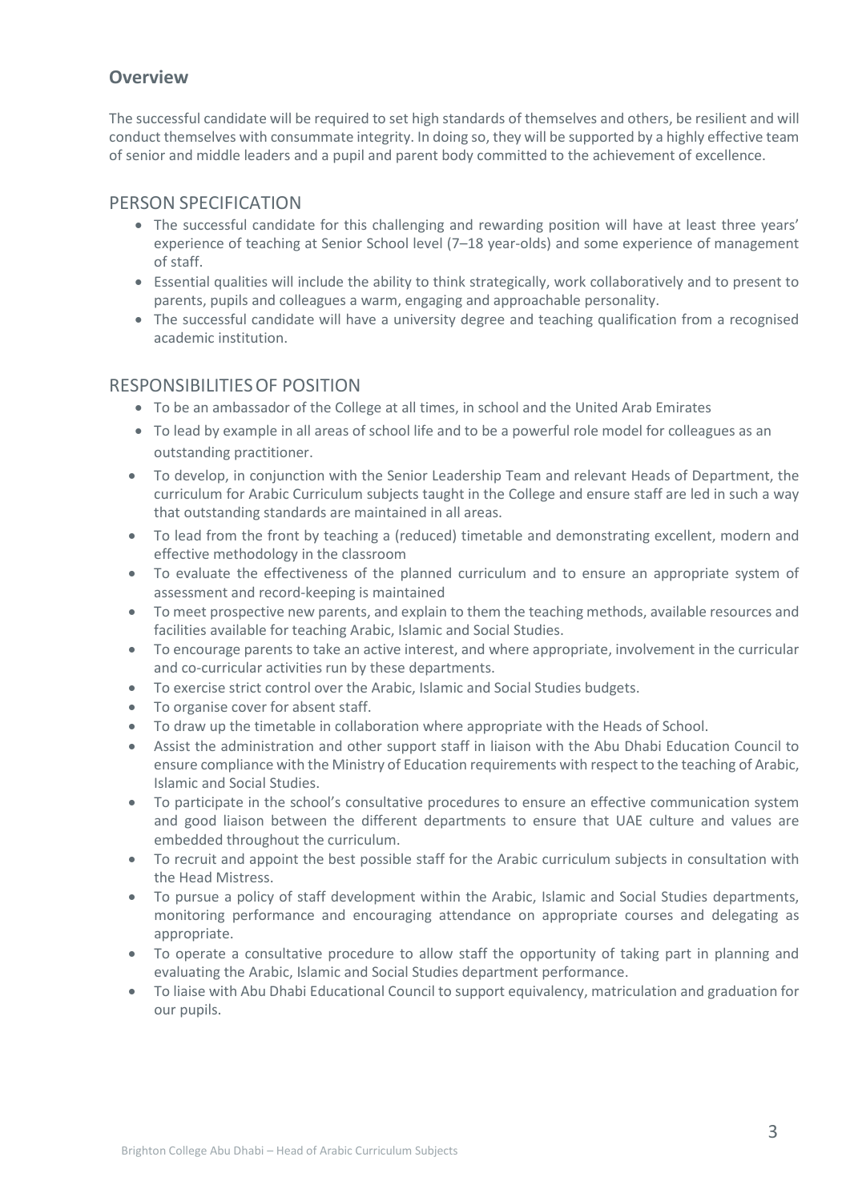## Overview

The successful candidate will be required to set high standards of themselves and others, be resilient and will conduct themselves with consummate integrity. In doing so, they will be supported by a highly effective team of senior and middle leaders and a pupil and parent body committed to the achievement of excellence.

## PERSON SPECIFICATION

- The successful candidate for this challenging and rewarding position will have at least three years' experience of teaching at Senior School level (7–18 year-olds) and some experience of management of staff.
- Essential qualities will include the ability to think strategically, work collaboratively and to present to parents, pupils and colleagues a warm, engaging and approachable personality.
- The successful candidate will have a university degree and teaching qualification from a recognised academic institution.

## RESPONSIBILITIES OF POSITION

- To be an ambassador of the College at all times, in school and the United Arab Emirates
- To lead by example in all areas of school life and to be a powerful role model for colleagues as an outstanding practitioner.
- To develop, in conjunction with the Senior Leadership Team and relevant Heads of Department, the curriculum for Arabic Curriculum subjects taught in the College and ensure staff are led in such a way that outstanding standards are maintained in all areas.
- To lead from the front by teaching a (reduced) timetable and demonstrating excellent, modern and effective methodology in the classroom
- To evaluate the effectiveness of the planned curriculum and to ensure an appropriate system of assessment and record-keeping is maintained
- To meet prospective new parents, and explain to them the teaching methods, available resources and facilities available for teaching Arabic, Islamic and Social Studies.
- To encourage parents to take an active interest, and where appropriate, involvement in the curricular and co-curricular activities run by these departments.
- To exercise strict control over the Arabic, Islamic and Social Studies budgets.
- To organise cover for absent staff.
- To draw up the timetable in collaboration where appropriate with the Heads of School.
- Assist the administration and other support staff in liaison with the Abu Dhabi Education Council to ensure compliance with the Ministry of Education requirements with respect to the teaching of Arabic, Islamic and Social Studies.
- To participate in the school's consultative procedures to ensure an effective communication system and good liaison between the different departments to ensure that UAE culture and values are embedded throughout the curriculum.
- To recruit and appoint the best possible staff for the Arabic curriculum subjects in consultation with the Head Mistress.
- To pursue a policy of staff development within the Arabic, Islamic and Social Studies departments, monitoring performance and encouraging attendance on appropriate courses and delegating as appropriate.
- To operate a consultative procedure to allow staff the opportunity of taking part in planning and evaluating the Arabic, Islamic and Social Studies department performance.
- To liaise with Abu Dhabi Educational Council to support equivalency, matriculation and graduation for our pupils.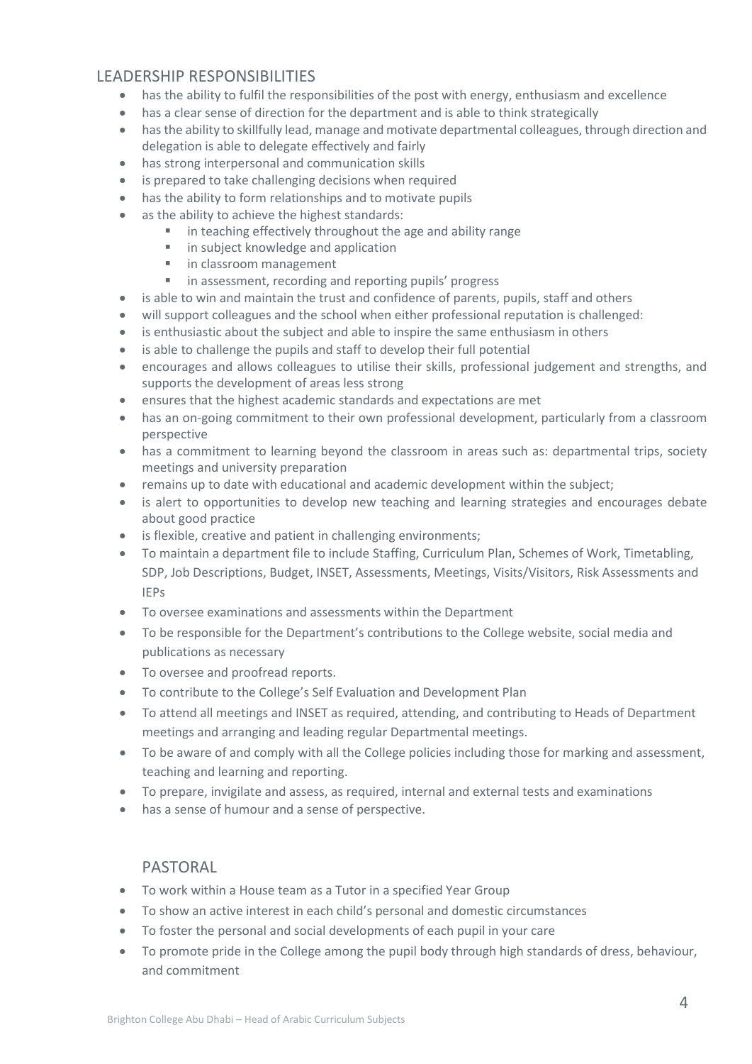## LEADERSHIP RESPONSIBILITIES

- has the ability to fulfil the responsibilities of the post with energy, enthusiasm and excellence
- has a clear sense of direction for the department and is able to think strategically
- has the ability to skillfully lead, manage and motivate departmental colleagues, through direction and delegation is able to delegate effectively and fairly
- has strong interpersonal and communication skills
- is prepared to take challenging decisions when required
- has the ability to form relationships and to motivate pupils
- as the ability to achieve the highest standards:
  - in teaching effectively throughout the age and ability range
  - in subject knowledge and application
  - in classroom management
  - in assessment, recording and reporting pupils' progress
- is able to win and maintain the trust and confidence of parents, pupils, staff and others
- will support colleagues and the school when either professional reputation is challenged:
- is enthusiastic about the subject and able to inspire the same enthusiasm in others
- is able to challenge the pupils and staff to develop their full potential
- encourages and allows colleagues to utilise their skills, professional judgement and strengths, and supports the development of areas less strong
- ensures that the highest academic standards and expectations are met
- has an on-going commitment to their own professional development, particularly from a classroom perspective
- has a commitment to learning beyond the classroom in areas such as: departmental trips, society meetings and university preparation
- remains up to date with educational and academic development within the subject;
- is alert to opportunities to develop new teaching and learning strategies and encourages debate about good practice
- is flexible, creative and patient in challenging environments;
- To maintain a department file to include Staffing, Curriculum Plan, Schemes of Work, Timetabling, SDP, Job Descriptions, Budget, INSET, Assessments, Meetings, Visits/Visitors, Risk Assessments and IEPs
- To oversee examinations and assessments within the Department
- To be responsible for the Department's contributions to the College website, social media and publications as necessary
- To oversee and proofread reports.
- To contribute to the College's Self Evaluation and Development Plan
- To attend all meetings and INSET as required, attending, and contributing to Heads of Department meetings and arranging and leading regular Departmental meetings.
- To be aware of and comply with all the College policies including those for marking and assessment, teaching and learning and reporting.
- To prepare, invigilate and assess, as required, internal and external tests and examinations
- has a sense of humour and a sense of perspective.

## PASTORAL

- To work within a House team as a Tutor in a specified Year Group
- To show an active interest in each child's personal and domestic circumstances
- To foster the personal and social developments of each pupil in your care
- To promote pride in the College among the pupil body through high standards of dress, behaviour, and commitment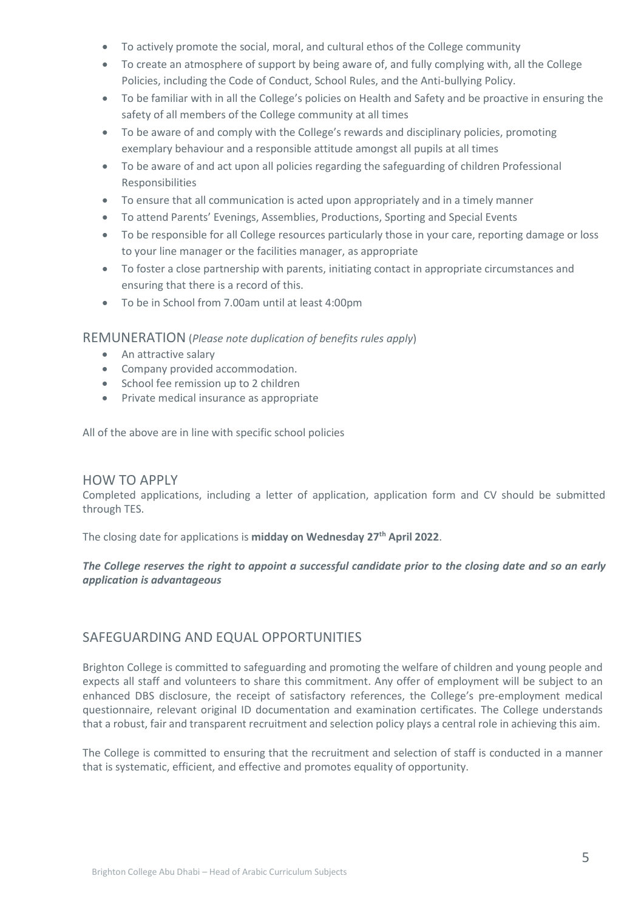- To actively promote the social, moral, and cultural ethos of the College community
- To create an atmosphere of support by being aware of, and fully complying with, all the College Policies, including the Code of Conduct, School Rules, and the Anti-bullying Policy.
- To be familiar with in all the College's policies on Health and Safety and be proactive in ensuring the safety of all members of the College community at all times
- To be aware of and comply with the College's rewards and disciplinary policies, promoting exemplary behaviour and a responsible attitude amongst all pupils at all times
- To be aware of and act upon all policies regarding the safeguarding of children Professional Responsibilities
- To ensure that all communication is acted upon appropriately and in a timely manner
- To attend Parents' Evenings, Assemblies, Productions, Sporting and Special Events
- To be responsible for all College resources particularly those in your care, reporting damage or loss to your line manager or the facilities manager, as appropriate
- To foster a close partnership with parents, initiating contact in appropriate circumstances and ensuring that there is a record of this.
- To be in School from 7.00am until at least 4:00pm

## REMUNERATION (*Please note duplication of benefits rules apply*)

- An attractive salary
- Company provided accommodation.
- School fee remission up to 2 children
- Private medical insurance as appropriate

All of the above are in line with specific school policies

## HOW TO APPLY

Completed applications, including a letter of application, application form and CV should be submitted through TES.

The closing date for applications is **midday on Wednesday 27th April 2022**.

***The College reserves the right to appoint a successful candidate prior to the closing date and so an early application is advantageous***

## SAFEGUARDING AND EQUAL OPPORTUNITIES

Brighton College is committed to safeguarding and promoting the welfare of children and young people and expects all staff and volunteers to share this commitment. Any offer of employment will be subject to an enhanced DBS disclosure, the receipt of satisfactory references, the College's pre-employment medical questionnaire, relevant original ID documentation and examination certificates. The College understands that a robust, fair and transparent recruitment and selection policy plays a central role in achieving this aim.

The College is committed to ensuring that the recruitment and selection of staff is conducted in a manner that is systematic, efficient, and effective and promotes equality of opportunity.